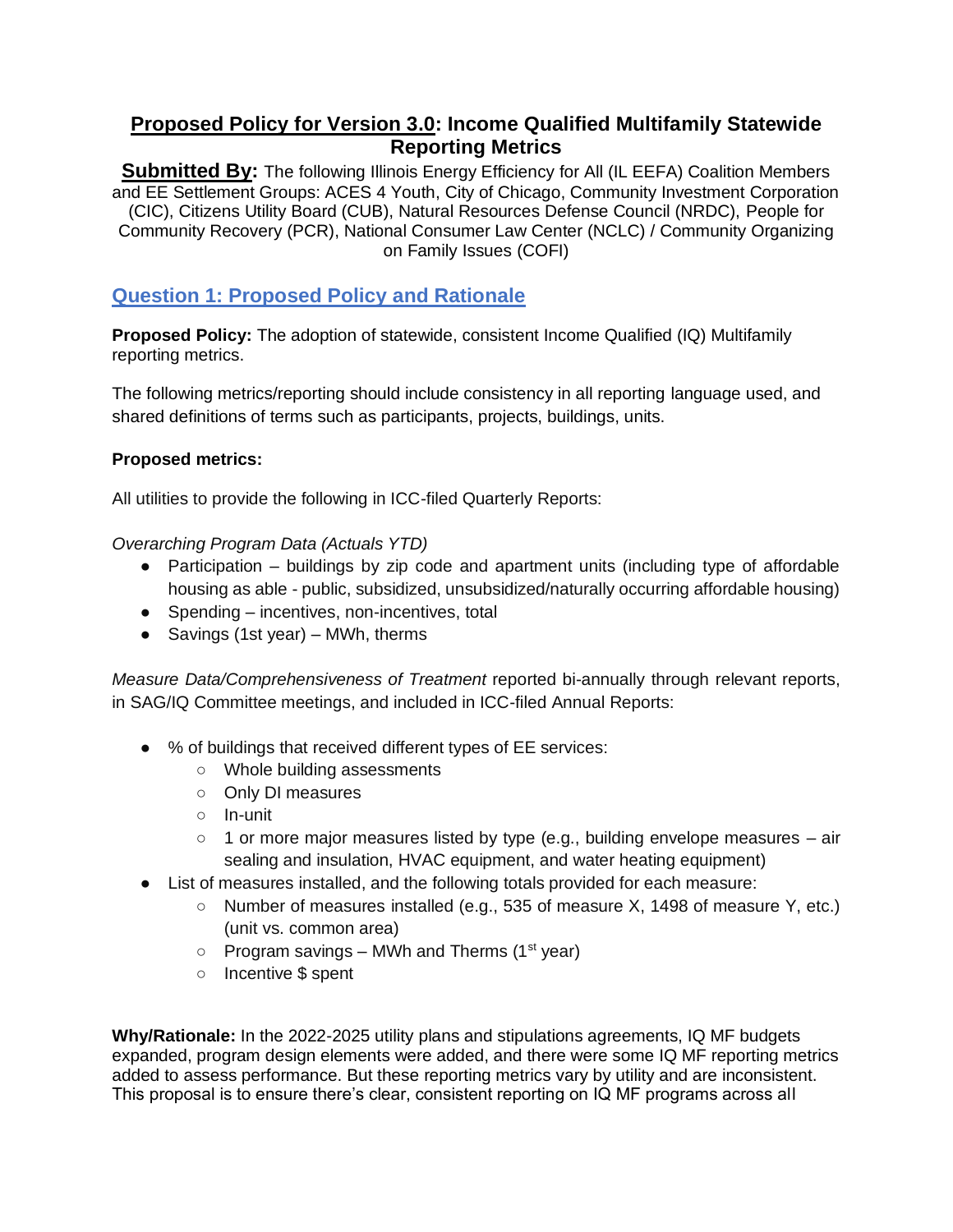# **Proposed Policy for Version 3.0**: Income Qualified Multifamily Statewide Reporting Metrics

**Submitted By:** The following Illinois Energy Efficiency for All (IL EEFA) Coalition Members and EE Settlement Groups: ACES 4 Youth, City of Chicago, Community Investment Corporation (CIC), Citizens Utility Board (CUB), Natural Resources Defense Council (NRDC), People for Community Recovery (PCR), National Consumer Law Center (NCLC) / Community Organizing on Family Issues (COFI)

## Question 1: Proposed Policy and Rationale

**Proposed Policy:** The adoption of statewide, consistent Income Qualified (IQ) Multifamily reporting metrics.

The following metrics/reporting should include consistency in all reporting language used, and shared definitions of terms such as participants, projects, buildings, units.

**Proposed metrics:**

All utilities to provide the following in ICC-filed Quarterly Reports:

*Overarching Program Data (Actuals YTD)*

- Participation – buildings by zip code and apartment units (including type of affordable housing as able - public, subsidized, unsubsidized/naturally occurring affordable housing)
- Spending – incentives, non-incentives, total
- Savings (1st year) – MWh, therms

*Measure Data/Comprehensiveness of Treatment* reported bi-annually through relevant reports, in SAG/IQ Committee meetings, and included in ICC-filed Annual Reports:

- % of buildings that received different types of EE services:
  - Whole building assessments
  - Only DI measures
  - In-unit
  - 1 or more major measures listed by type (e.g., building envelope measures – air sealing and insulation, HVAC equipment, and water heating equipment)
- List of measures installed, and the following totals provided for each measure:
  - Number of measures installed (e.g., 535 of measure X, 1498 of measure Y, etc.) (unit vs. common area)
  - Program savings – MWh and Therms (1st year)
  - Incentive $ spent

**Why/Rationale:** In the 2022-2025 utility plans and stipulations agreements, IQ MF budgets expanded, program design elements were added, and there were some IQ MF reporting metrics added to assess performance. But these reporting metrics vary by utility and are inconsistent. This proposal is to ensure there's clear, consistent reporting on IQ MF programs across all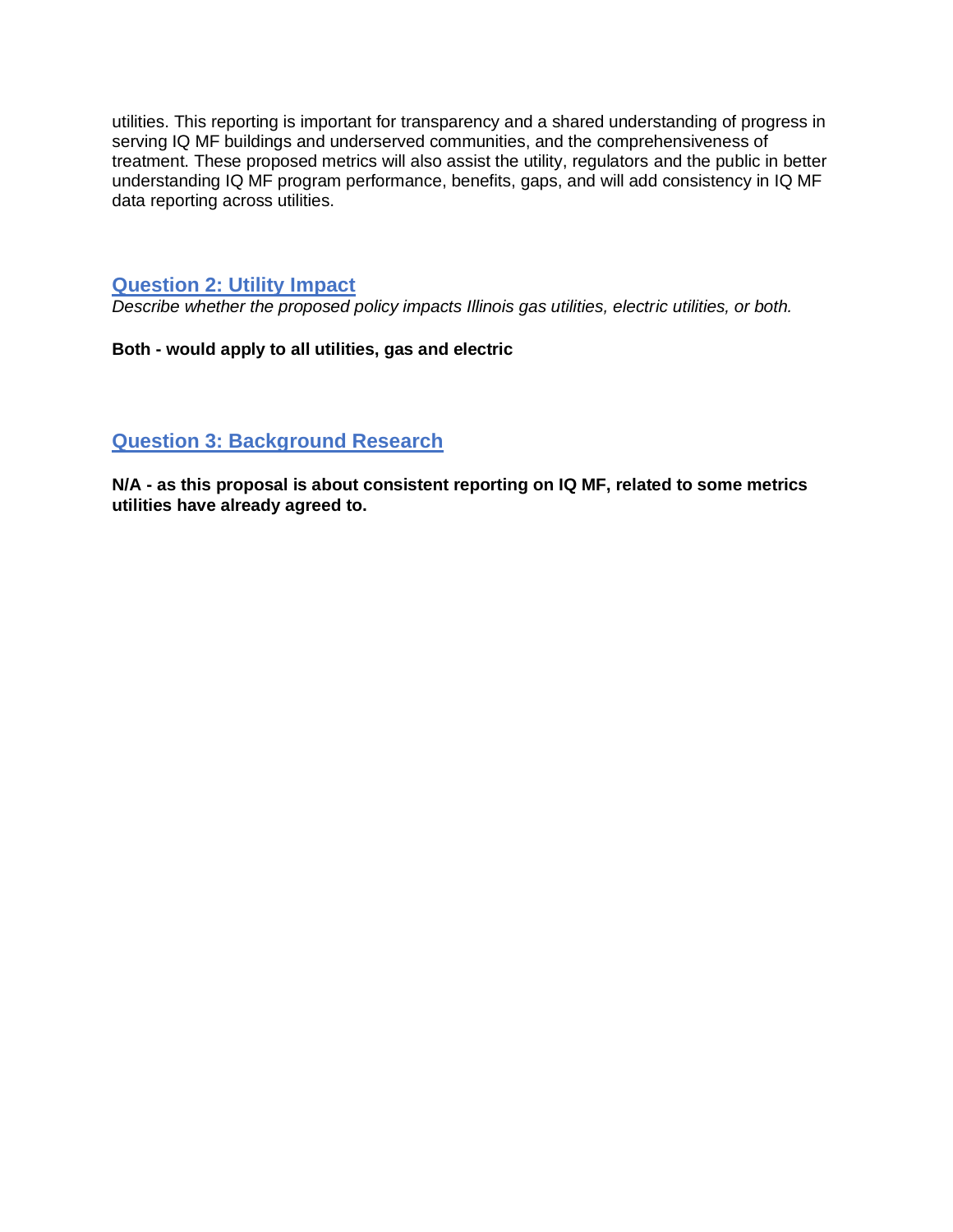utilities. This reporting is important for transparency and a shared understanding of progress in serving IQ MF buildings and underserved communities, and the comprehensiveness of treatment. These proposed metrics will also assist the utility, regulators and the public in better understanding IQ MF program performance, benefits, gaps, and will add consistency in IQ MF data reporting across utilities.

## Question 2: Utility Impact

*Describe whether the proposed policy impacts Illinois gas utilities, electric utilities, or both.*

**Both - would apply to all utilities, gas and electric**

## Question 3: Background Research

**N/A - as this proposal is about consistent reporting on IQ MF, related to some metrics utilities have already agreed to.**